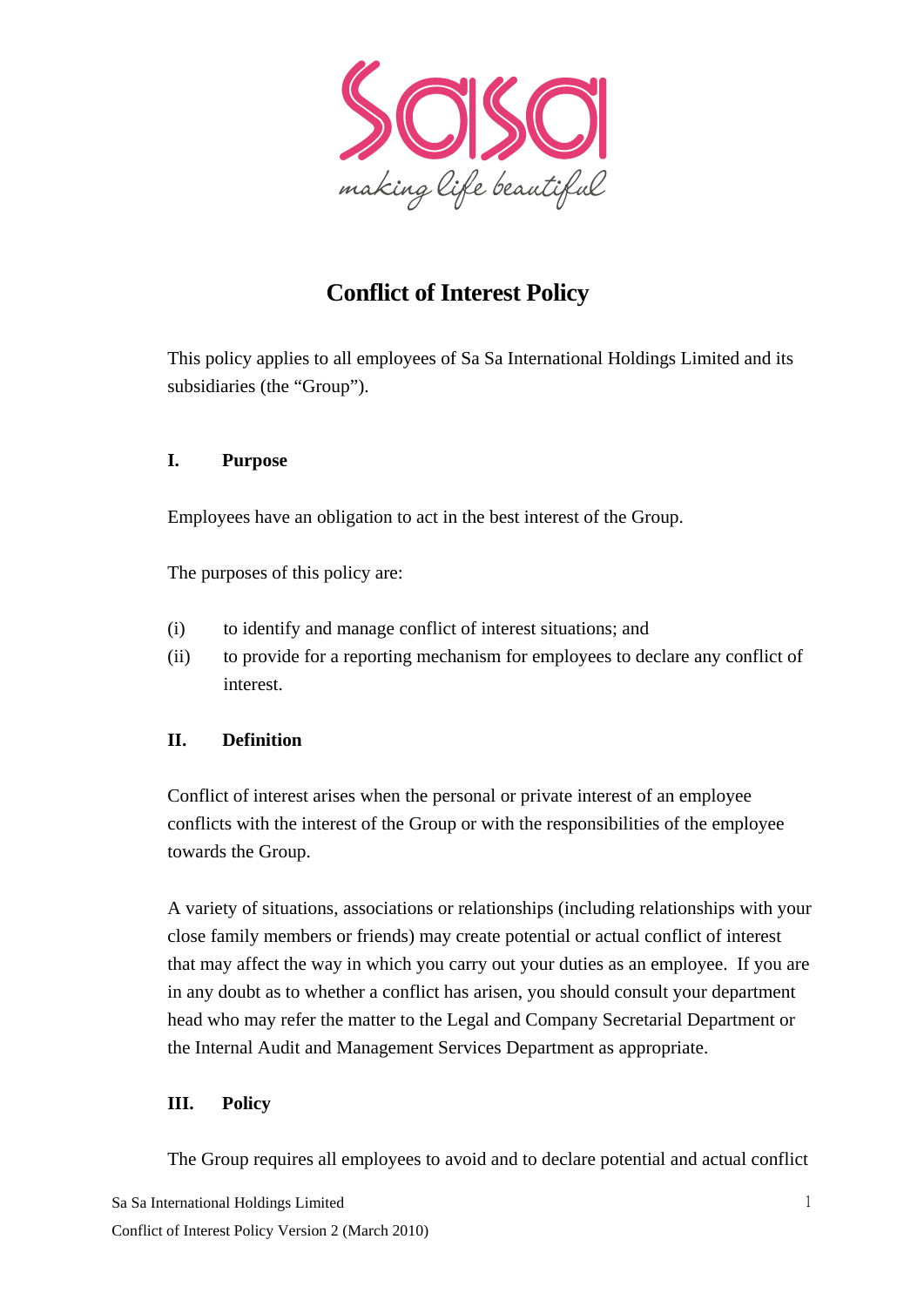# Conflict of Interest Policy

This policy applies to all employees of Sa Sa International Holdings Limited and its subsidiaries (the "Group").

## I. Purpose

Employees have an obligation to act in the best interest of the Group.

The purposes of this policy are:

(i) to identify and manage conflict of interest situations; and

(ii) to provide for a reporting mechanism for employees to declare any conflict of interest.

## II. Definition

Conflict of interest arises when the personal or private interest of an employee conflicts with the interest of the Group or with the responsibilities of the employee towards the Group.

A variety of situations, associations or relationships (including relationships with your close family members or friends) may create potential or actual conflict of interest that may affect the way in which you carry out your duties as an employee. If you are in any doubt as to whether a conflict has arisen, you should consult your department head who may refer the matter to the Legal and Company Secretarial Department or the Internal Audit and Management Services Department as appropriate.

## III. Policy

The Group requires all employees to avoid and to declare potential and actual conflict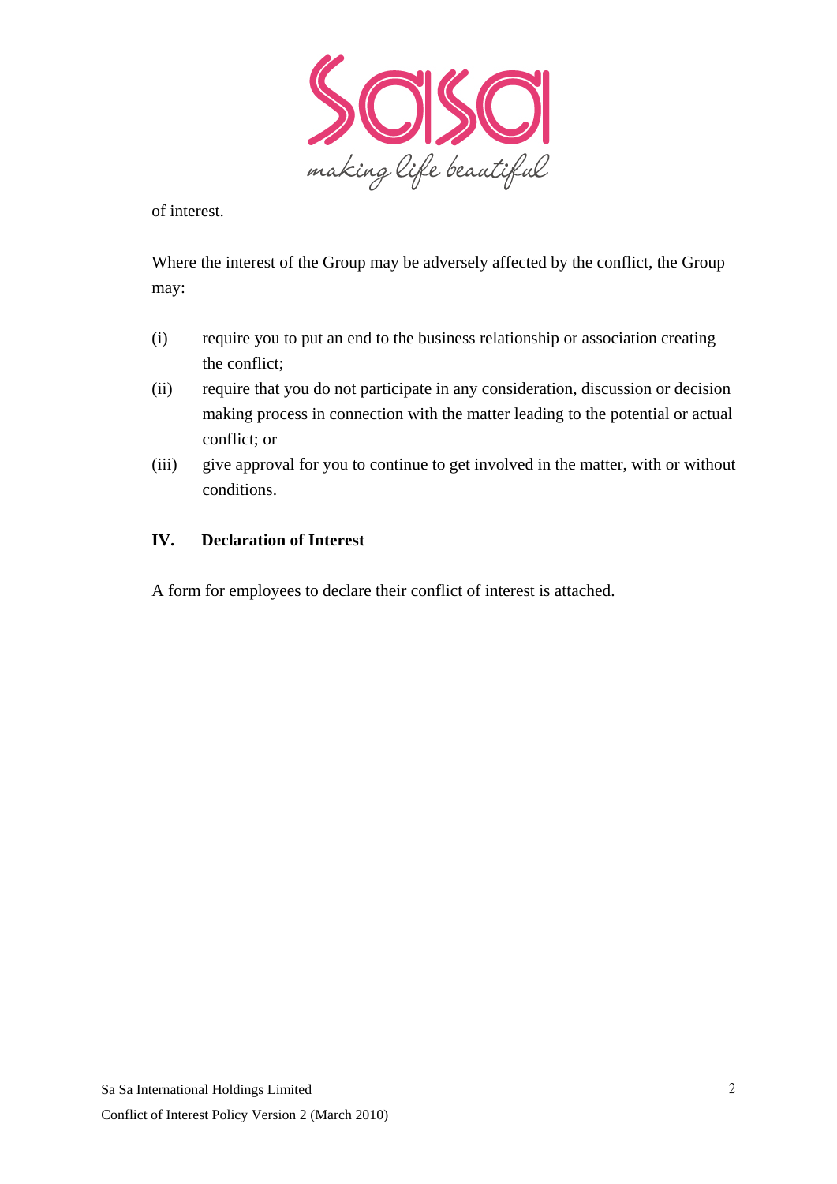of interest.

Where the interest of the Group may be adversely affected by the conflict, the Group may:

(i) require you to put an end to the business relationship or association creating the conflict;

(ii) require that you do not participate in any consideration, discussion or decision making process in connection with the matter leading to the potential or actual conflict; or

(iii) give approval for you to continue to get involved in the matter, with or without conditions.

## IV. Declaration of Interest

A form for employees to declare their conflict of interest is attached.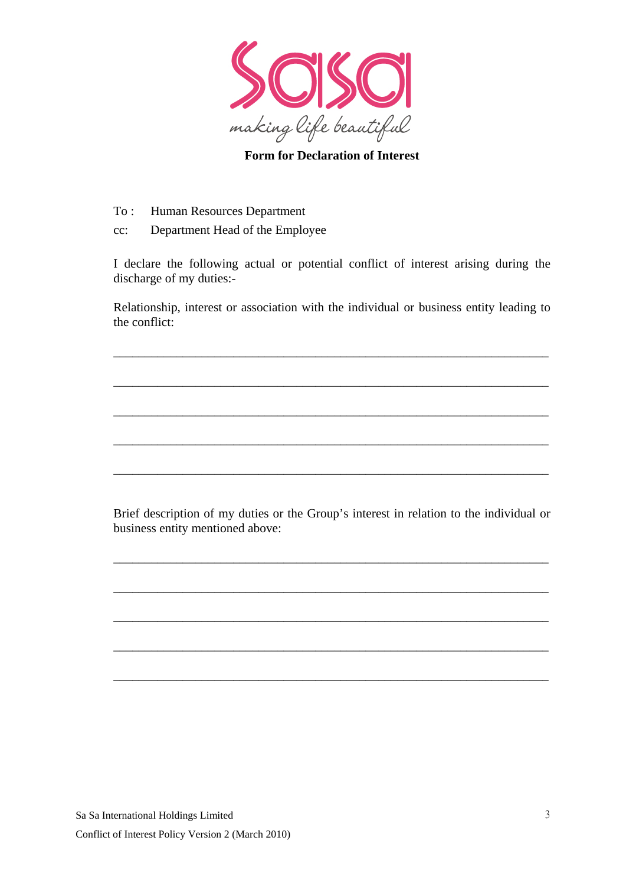**Form for Declaration of Interest**

To : Human Resources Department

cc: Department Head of the Employee

I declare the following actual or potential conflict of interest arising during the discharge of my duties:-

Relationship, interest or association with the individual or business entity leading to the conflict:

\_\_\_\_\_\_\_\_\_\_\_\_\_\_\_\_\_\_\_\_\_\_\_\_\_\_\_\_\_\_\_\_\_\_\_\_\_\_\_\_\_\_\_\_\_\_\_\_\_\_\_\_\_\_\_\_\_\_\_\_

\_\_\_\_\_\_\_\_\_\_\_\_\_\_\_\_\_\_\_\_\_\_\_\_\_\_\_\_\_\_\_\_\_\_\_\_\_\_\_\_\_\_\_\_\_\_\_\_\_\_\_\_\_\_\_\_\_\_\_\_

\_\_\_\_\_\_\_\_\_\_\_\_\_\_\_\_\_\_\_\_\_\_\_\_\_\_\_\_\_\_\_\_\_\_\_\_\_\_\_\_\_\_\_\_\_\_\_\_\_\_\_\_\_\_\_\_\_\_\_\_

\_\_\_\_\_\_\_\_\_\_\_\_\_\_\_\_\_\_\_\_\_\_\_\_\_\_\_\_\_\_\_\_\_\_\_\_\_\_\_\_\_\_\_\_\_\_\_\_\_\_\_\_\_\_\_\_\_\_\_\_

\_\_\_\_\_\_\_\_\_\_\_\_\_\_\_\_\_\_\_\_\_\_\_\_\_\_\_\_\_\_\_\_\_\_\_\_\_\_\_\_\_\_\_\_\_\_\_\_\_\_\_\_\_\_\_\_\_\_\_\_

Brief description of my duties or the Group's interest in relation to the individual or business entity mentioned above:

\_\_\_\_\_\_\_\_\_\_\_\_\_\_\_\_\_\_\_\_\_\_\_\_\_\_\_\_\_\_\_\_\_\_\_\_\_\_\_\_\_\_\_\_\_\_\_\_\_\_\_\_\_\_\_\_\_\_\_\_

\_\_\_\_\_\_\_\_\_\_\_\_\_\_\_\_\_\_\_\_\_\_\_\_\_\_\_\_\_\_\_\_\_\_\_\_\_\_\_\_\_\_\_\_\_\_\_\_\_\_\_\_\_\_\_\_\_\_\_\_

\_\_\_\_\_\_\_\_\_\_\_\_\_\_\_\_\_\_\_\_\_\_\_\_\_\_\_\_\_\_\_\_\_\_\_\_\_\_\_\_\_\_\_\_\_\_\_\_\_\_\_\_\_\_\_\_\_\_\_\_

\_\_\_\_\_\_\_\_\_\_\_\_\_\_\_\_\_\_\_\_\_\_\_\_\_\_\_\_\_\_\_\_\_\_\_\_\_\_\_\_\_\_\_\_\_\_\_\_\_\_\_\_\_\_\_\_\_\_\_\_

\_\_\_\_\_\_\_\_\_\_\_\_\_\_\_\_\_\_\_\_\_\_\_\_\_\_\_\_\_\_\_\_\_\_\_\_\_\_\_\_\_\_\_\_\_\_\_\_\_\_\_\_\_\_\_\_\_\_\_\_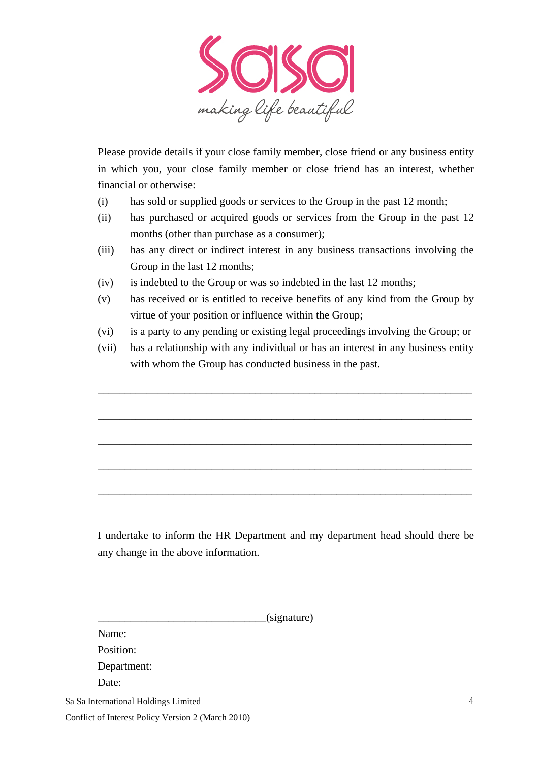Please provide details if your close family member, close friend or any business entity in which you, your close family member or close friend has an interest, whether financial or otherwise:

(i) has sold or supplied goods or services to the Group in the past 12 month;

(ii) has purchased or acquired goods or services from the Group in the past 12 months (other than purchase as a consumer);

(iii) has any direct or indirect interest in any business transactions involving the Group in the last 12 months;

(iv) is indebted to the Group or was so indebted in the last 12 months;

(v) has received or is entitled to receive benefits of any kind from the Group by virtue of your position or influence within the Group;

(vi) is a party to any pending or existing legal proceedings involving the Group; or

(vii) has a relationship with any individual or has an interest in any business entity with whom the Group has conducted business in the past.

\_\_\_\_\_\_\_\_\_\_\_\_\_\_\_\_\_\_\_\_\_\_\_\_\_\_\_\_\_\_\_\_\_\_\_\_\_\_\_\_\_\_\_\_\_\_\_\_\_\_\_\_\_\_\_\_\_\_\_\_

\_\_\_\_\_\_\_\_\_\_\_\_\_\_\_\_\_\_\_\_\_\_\_\_\_\_\_\_\_\_\_\_\_\_\_\_\_\_\_\_\_\_\_\_\_\_\_\_\_\_\_\_\_\_\_\_\_\_\_\_

\_\_\_\_\_\_\_\_\_\_\_\_\_\_\_\_\_\_\_\_\_\_\_\_\_\_\_\_\_\_\_\_\_\_\_\_\_\_\_\_\_\_\_\_\_\_\_\_\_\_\_\_\_\_\_\_\_\_\_\_

\_\_\_\_\_\_\_\_\_\_\_\_\_\_\_\_\_\_\_\_\_\_\_\_\_\_\_\_\_\_\_\_\_\_\_\_\_\_\_\_\_\_\_\_\_\_\_\_\_\_\_\_\_\_\_\_\_\_\_\_

\_\_\_\_\_\_\_\_\_\_\_\_\_\_\_\_\_\_\_\_\_\_\_\_\_\_\_\_\_\_\_\_\_\_\_\_\_\_\_\_\_\_\_\_\_\_\_\_\_\_\_\_\_\_\_\_\_\_\_\_

I undertake to inform the HR Department and my department head should there be any change in the above information.

\_\_\_\_\_\_\_\_\_\_\_\_\_\_\_\_\_\_\_\_\_\_\_\_\_\_\_\_\_\_(signature)

Name:

Position:

Department:

Date: